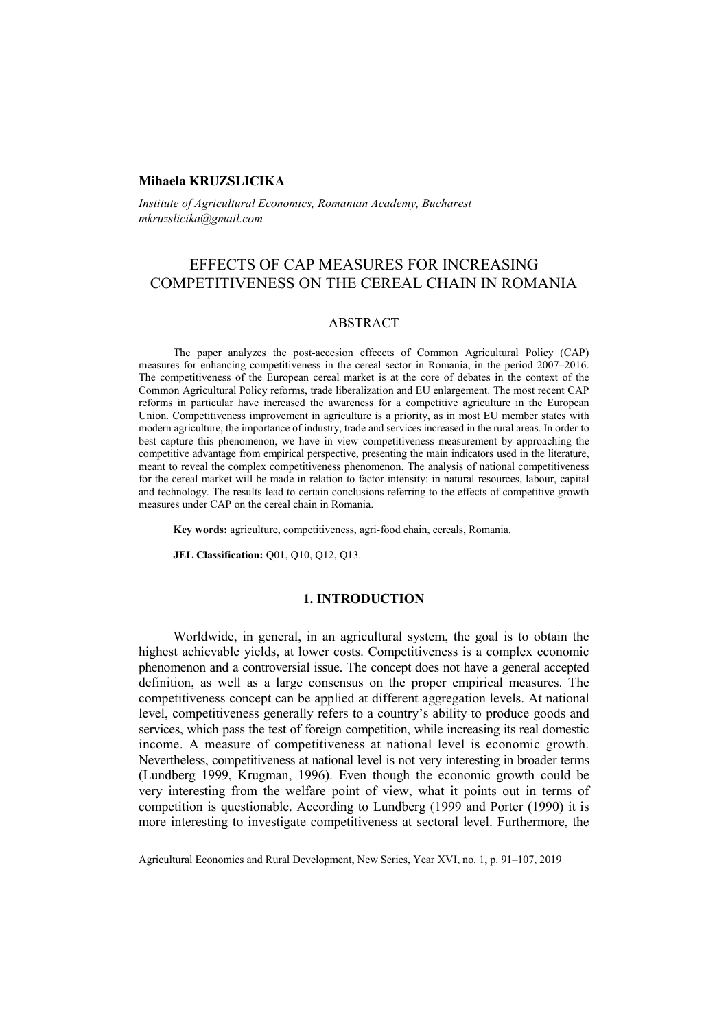**Mihaela KRUZSLICIKA**

*Institute of Agricultural Economics, Romanian Academy, Bucharest*
*mkruzslicika@gmail.com*

# EFFECTS OF CAP MEASURES FOR INCREASING COMPETITIVENESS ON THE CEREAL CHAIN IN ROMANIA

## ABSTRACT

The paper analyzes the post-accesion effcects of Common Agricultural Policy (CAP) measures for enhancing competitiveness in the cereal sector in Romania, in the period 2007–2016. The competitiveness of the European cereal market is at the core of debates in the context of the Common Agricultural Policy reforms, trade liberalization and EU enlargement. The most recent CAP reforms in particular have increased the awareness for a competitive agriculture in the European Union. Competitiveness improvement in agriculture is a priority, as in most EU member states with modern agriculture, the importance of industry, trade and services increased in the rural areas. In order to best capture this phenomenon, we have in view competitiveness measurement by approaching the competitive advantage from empirical perspective, presenting the main indicators used in the literature, meant to reveal the complex competitiveness phenomenon. The analysis of national competitiveness for the cereal market will be made in relation to factor intensity: in natural resources, labour, capital and technology. The results lead to certain conclusions referring to the effects of competitive growth measures under CAP on the cereal chain in Romania.

**Key words:** agriculture, competitiveness, agri-food chain, cereals, Romania.

**JEL Classification:** Q01, Q10, Q12, Q13.

## 1. INTRODUCTION

Worldwide, in general, in an agricultural system, the goal is to obtain the highest achievable yields, at lower costs. Competitiveness is a complex economic phenomenon and a controversial issue. The concept does not have a general accepted definition, as well as a large consensus on the proper empirical measures. The competitiveness concept can be applied at different aggregation levels. At national level, competitiveness generally refers to a country's ability to produce goods and services, which pass the test of foreign competition, while increasing its real domestic income. A measure of competitiveness at national level is economic growth. Nevertheless, competitiveness at national level is not very interesting in broader terms (Lundberg 1999, Krugman, 1996). Even though the economic growth could be very interesting from the welfare point of view, what it points out in terms of competition is questionable. According to Lundberg (1999 and Porter (1990) it is more interesting to investigate competitiveness at sectoral level. Furthermore, the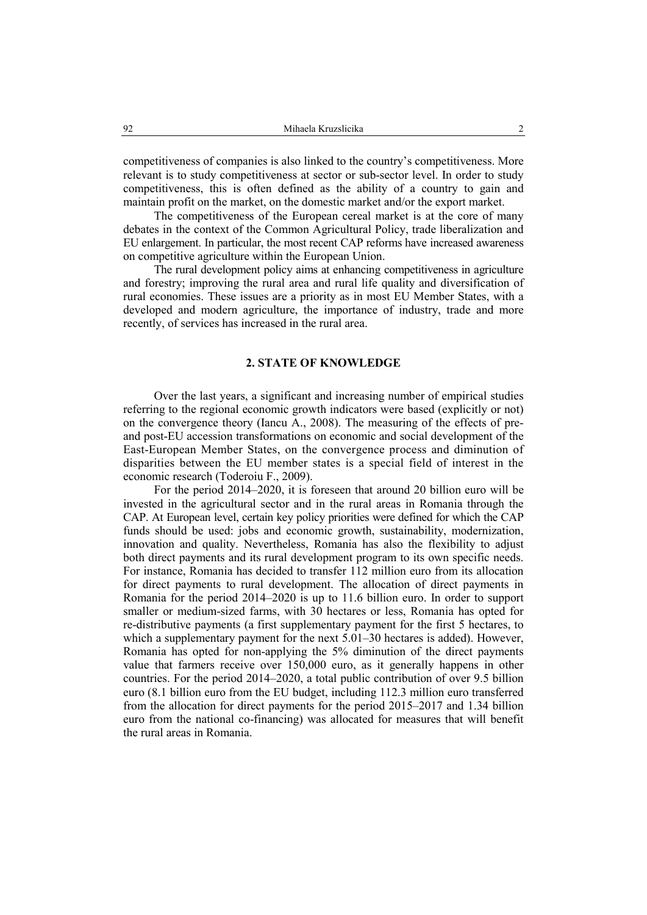competitiveness of companies is also linked to the country's competitiveness. More relevant is to study competitiveness at sector or sub-sector level. In order to study competitiveness, this is often defined as the ability of a country to gain and maintain profit on the market, on the domestic market and/or the export market.

The competitiveness of the European cereal market is at the core of many debates in the context of the Common Agricultural Policy, trade liberalization and EU enlargement. In particular, the most recent CAP reforms have increased awareness on competitive agriculture within the European Union.

The rural development policy aims at enhancing competitiveness in agriculture and forestry; improving the rural area and rural life quality and diversification of rural economies. These issues are a priority as in most EU Member States, with a developed and modern agriculture, the importance of industry, trade and more recently, of services has increased in the rural area.

## 2. STATE OF KNOWLEDGE

Over the last years, a significant and increasing number of empirical studies referring to the regional economic growth indicators were based (explicitly or not) on the convergence theory (Iancu A., 2008). The measuring of the effects of pre- and post-EU accession transformations on economic and social development of the East-European Member States, on the convergence process and diminution of disparities between the EU member states is a special field of interest in the economic research (Toderoiu F., 2009).

For the period 2014–2020, it is foreseen that around 20 billion euro will be invested in the agricultural sector and in the rural areas in Romania through the CAP. At European level, certain key policy priorities were defined for which the CAP funds should be used: jobs and economic growth, sustainability, modernization, innovation and quality. Nevertheless, Romania has also the flexibility to adjust both direct payments and its rural development program to its own specific needs. For instance, Romania has decided to transfer 112 million euro from its allocation for direct payments to rural development. The allocation of direct payments in Romania for the period 2014–2020 is up to 11.6 billion euro. In order to support smaller or medium-sized farms, with 30 hectares or less, Romania has opted for re-distributive payments (a first supplementary payment for the first 5 hectares, to which a supplementary payment for the next 5.01–30 hectares is added). However, Romania has opted for non-applying the 5% diminution of the direct payments value that farmers receive over 150,000 euro, as it generally happens in other countries. For the period 2014–2020, a total public contribution of over 9.5 billion euro (8.1 billion euro from the EU budget, including 112.3 million euro transferred from the allocation for direct payments for the period 2015–2017 and 1.34 billion euro from the national co-financing) was allocated for measures that will benefit the rural areas in Romania.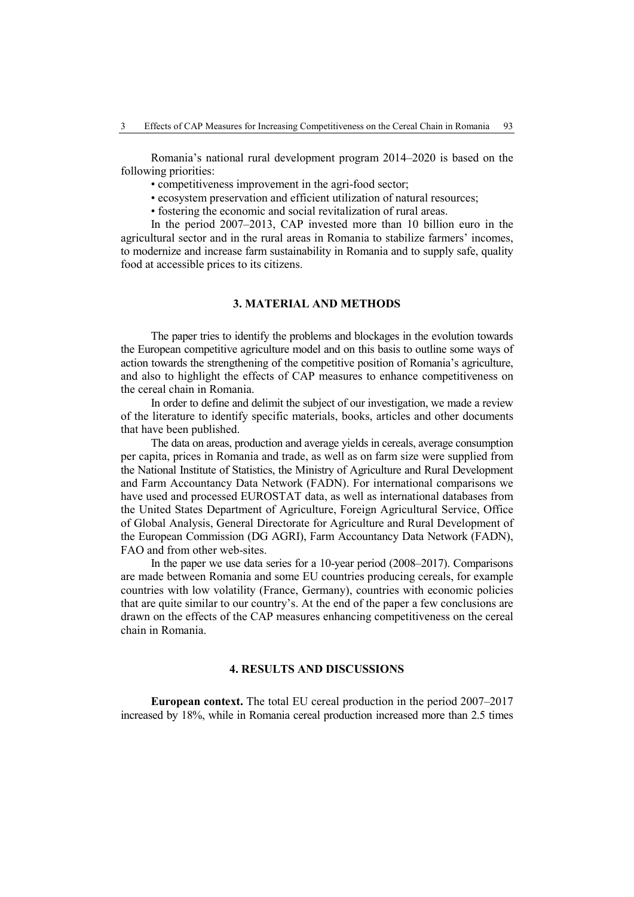Romania's national rural development program 2014–2020 is based on the following priorities:

- competitiveness improvement in the agri-food sector;
- ecosystem preservation and efficient utilization of natural resources;
- fostering the economic and social revitalization of rural areas.

In the period 2007–2013, CAP invested more than 10 billion euro in the agricultural sector and in the rural areas in Romania to stabilize farmers' incomes, to modernize and increase farm sustainability in Romania and to supply safe, quality food at accessible prices to its citizens.

## 3. MATERIAL AND METHODS

The paper tries to identify the problems and blockages in the evolution towards the European competitive agriculture model and on this basis to outline some ways of action towards the strengthening of the competitive position of Romania's agriculture, and also to highlight the effects of CAP measures to enhance competitiveness on the cereal chain in Romania.

In order to define and delimit the subject of our investigation, we made a review of the literature to identify specific materials, books, articles and other documents that have been published.

The data on areas, production and average yields in cereals, average consumption per capita, prices in Romania and trade, as well as on farm size were supplied from the National Institute of Statistics, the Ministry of Agriculture and Rural Development and Farm Accountancy Data Network (FADN). For international comparisons we have used and processed EUROSTAT data, as well as international databases from the United States Department of Agriculture, Foreign Agricultural Service, Office of Global Analysis, General Directorate for Agriculture and Rural Development of the European Commission (DG AGRI), Farm Accountancy Data Network (FADN), FAO and from other web-sites.

In the paper we use data series for a 10-year period (2008–2017). Comparisons are made between Romania and some EU countries producing cereals, for example countries with low volatility (France, Germany), countries with economic policies that are quite similar to our country's. At the end of the paper a few conclusions are drawn on the effects of the CAP measures enhancing competitiveness on the cereal chain in Romania.

## 4. RESULTS AND DISCUSSIONS

**European context.** The total EU cereal production in the period 2007–2017 increased by 18%, while in Romania cereal production increased more than 2.5 times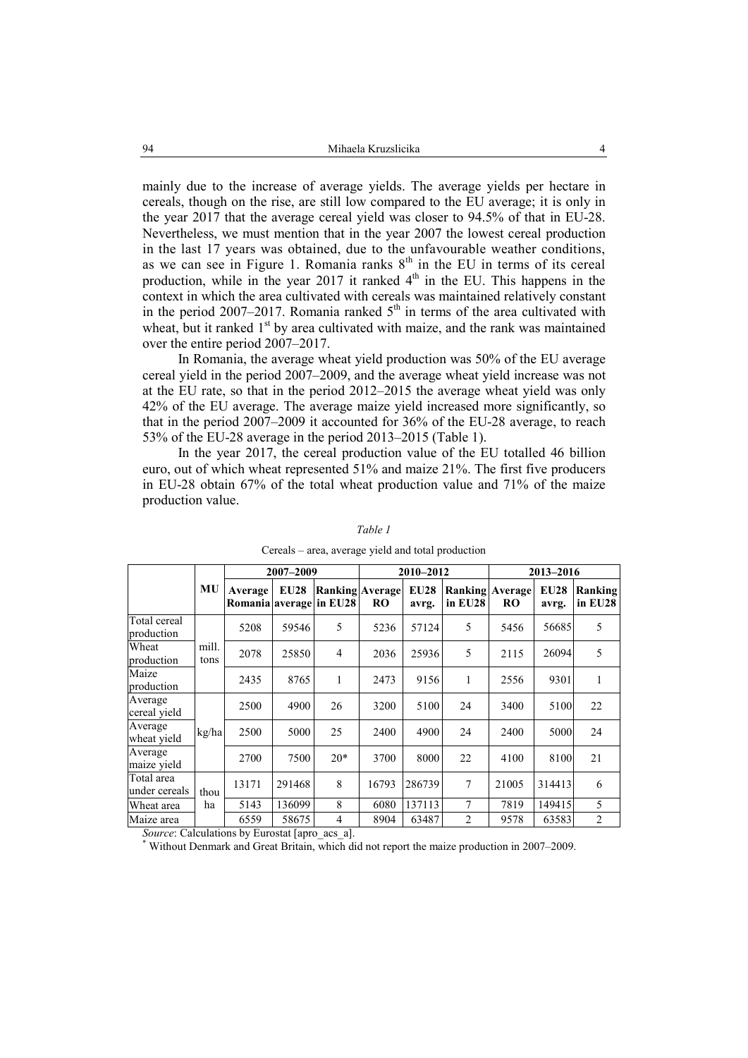mainly due to the increase of average yields. The average yields per hectare in cereals, though on the rise, are still low compared to the EU average; it is only in the year 2017 that the average cereal yield was closer to 94.5% of that in EU-28. Nevertheless, we must mention that in the year 2007 the lowest cereal production in the last 17 years was obtained, due to the unfavourable weather conditions, as we can see in Figure 1. Romania ranks 8th in the EU in terms of its cereal production, while in the year 2017 it ranked 4th in the EU. This happens in the context in which the area cultivated with cereals was maintained relatively constant in the period 2007–2017. Romania ranked 5th in terms of the area cultivated with wheat, but it ranked 1st by area cultivated with maize, and the rank was maintained over the entire period 2007–2017.

In Romania, the average wheat yield production was 50% of the EU average cereal yield in the period 2007–2009, and the average wheat yield increase was not at the EU rate, so that in the period 2012–2015 the average wheat yield was only 42% of the EU average. The average maize yield increased more significantly, so that in the period 2007–2009 it accounted for 36% of the EU-28 average, to reach 53% of the EU-28 average in the period 2013–2015 (Table 1).

In the year 2017, the cereal production value of the EU totalled 46 billion euro, out of which wheat represented 51% and maize 21%. The first five producers in EU-28 obtain 67% of the total wheat production value and 71% of the maize production value.

*Table 1*

Cereals – area, average yield and total production

| | MU | 2007–2009 | | | 2010–2012 | | | 2013–2016 | | |
|---|---|---|---|---|---|---|---|---|---|---|
| | | Average Romania | EU28 average | Ranking in EU28 | Average RO | EU28 avrg. | Ranking in EU28 | Average RO | EU28 avrg. | Ranking in EU28 |
| Total cereal production | mill. tons | 5208 | 59546 | 5 | 5236 | 57124 | 5 | 5456 | 56685 | 5 |
| Wheat production | | 2078 | 25850 | 4 | 2036 | 25936 | 5 | 2115 | 26094 | 5 |
| Maize production | | 2435 | 8765 | 1 | 2473 | 9156 | 1 | 2556 | 9301 | 1 |
| Average cereal yield | kg/ha | 2500 | 4900 | 26 | 3200 | 5100 | 24 | 3400 | 5100 | 22 |
| Average wheat yield | | 2500 | 5000 | 25 | 2400 | 4900 | 24 | 2400 | 5000 | 24 |
| Average maize yield | | 2700 | 7500 | 20* | 3700 | 8000 | 22 | 4100 | 8100 | 21 |
| Total area under cereals | thou ha | 13171 | 291468 | 8 | 16793 | 286739 | 7 | 21005 | 314413 | 6 |
| Wheat area | | 5143 | 136099 | 8 | 6080 | 137113 | 7 | 7819 | 149415 | 5 |
| Maize area | | 6559 | 58675 | 4 | 8904 | 63487 | 2 | 9578 | 63583 | 2 |

*Source*: Calculations by Eurostat [apro_acs_a].

* Without Denmark and Great Britain, which did not report the maize production in 2007–2009.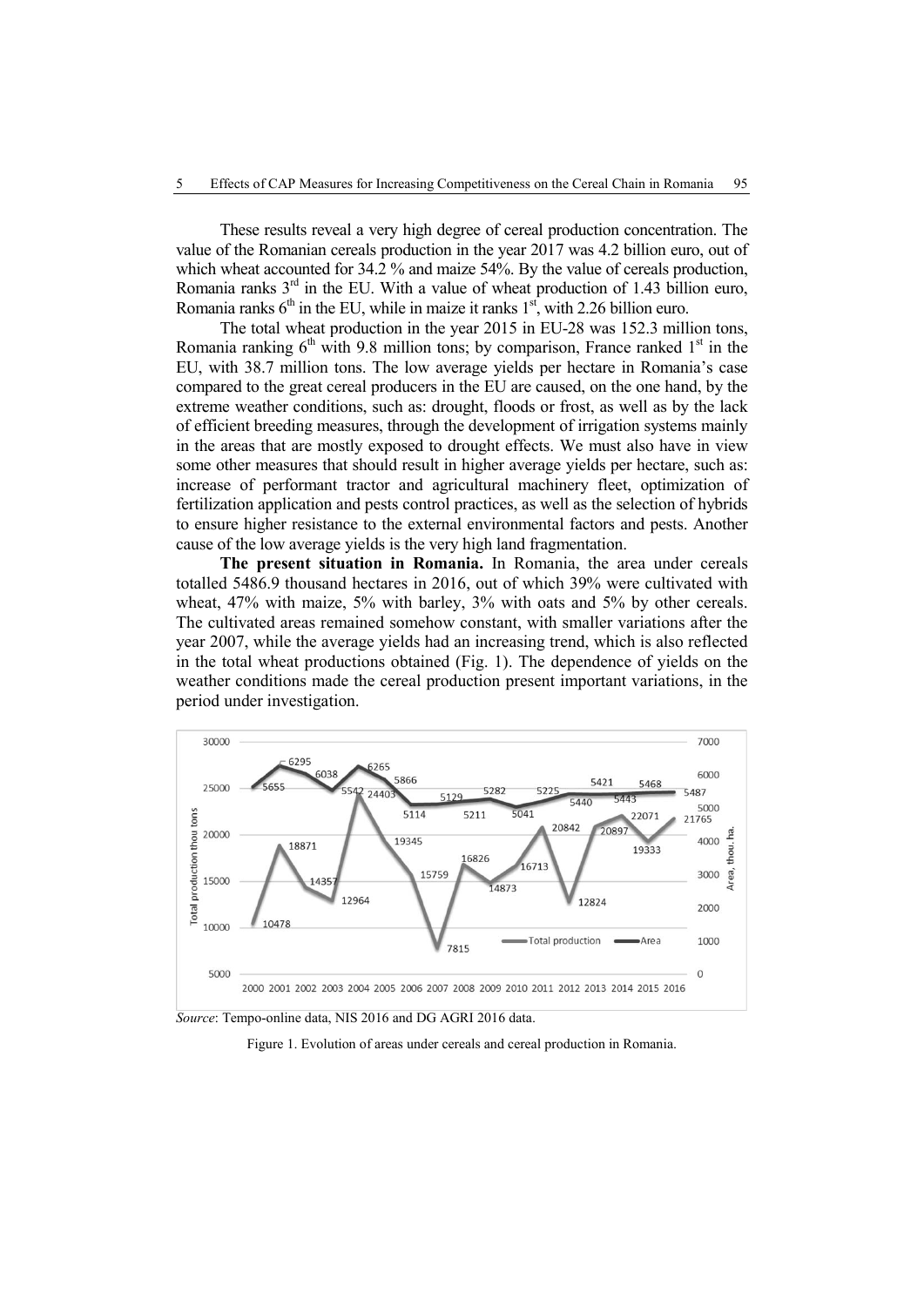These results reveal a very high degree of cereal production concentration. The value of the Romanian cereals production in the year 2017 was 4.2 billion euro, out of which wheat accounted for 34.2 % and maize 54%. By the value of cereals production, Romania ranks 3rd in the EU. With a value of wheat production of 1.43 billion euro, Romania ranks 6th in the EU, while in maize it ranks 1st, with 2.26 billion euro.

The total wheat production in the year 2015 in EU-28 was 152.3 million tons, Romania ranking 6th with 9.8 million tons; by comparison, France ranked 1st in the EU, with 38.7 million tons. The low average yields per hectare in Romania's case compared to the great cereal producers in the EU are caused, on the one hand, by the extreme weather conditions, such as: drought, floods or frost, as well as by the lack of efficient breeding measures, through the development of irrigation systems mainly in the areas that are mostly exposed to drought effects. We must also have in view some other measures that should result in higher average yields per hectare, such as: increase of performant tractor and agricultural machinery fleet, optimization of fertilization application and pests control practices, as well as the selection of hybrids to ensure higher resistance to the external environmental factors and pests. Another cause of the low average yields is the very high land fragmentation.

**The present situation in Romania.** In Romania, the area under cereals totalled 5486.9 thousand hectares in 2016, out of which 39% were cultivated with wheat, 47% with maize, 5% with barley, 3% with oats and 5% by other cereals. The cultivated areas remained somehow constant, with smaller variations after the year 2007, while the average yields had an increasing trend, which is also reflected in the total wheat productions obtained (Fig. 1). The dependence of yields on the weather conditions made the cereal production present important variations, in the period under investigation.

*Source*: Tempo-online data, NIS 2016 and DG AGRI 2016 data.

Figure 1. Evolution of areas under cereals and cereal production in Romania.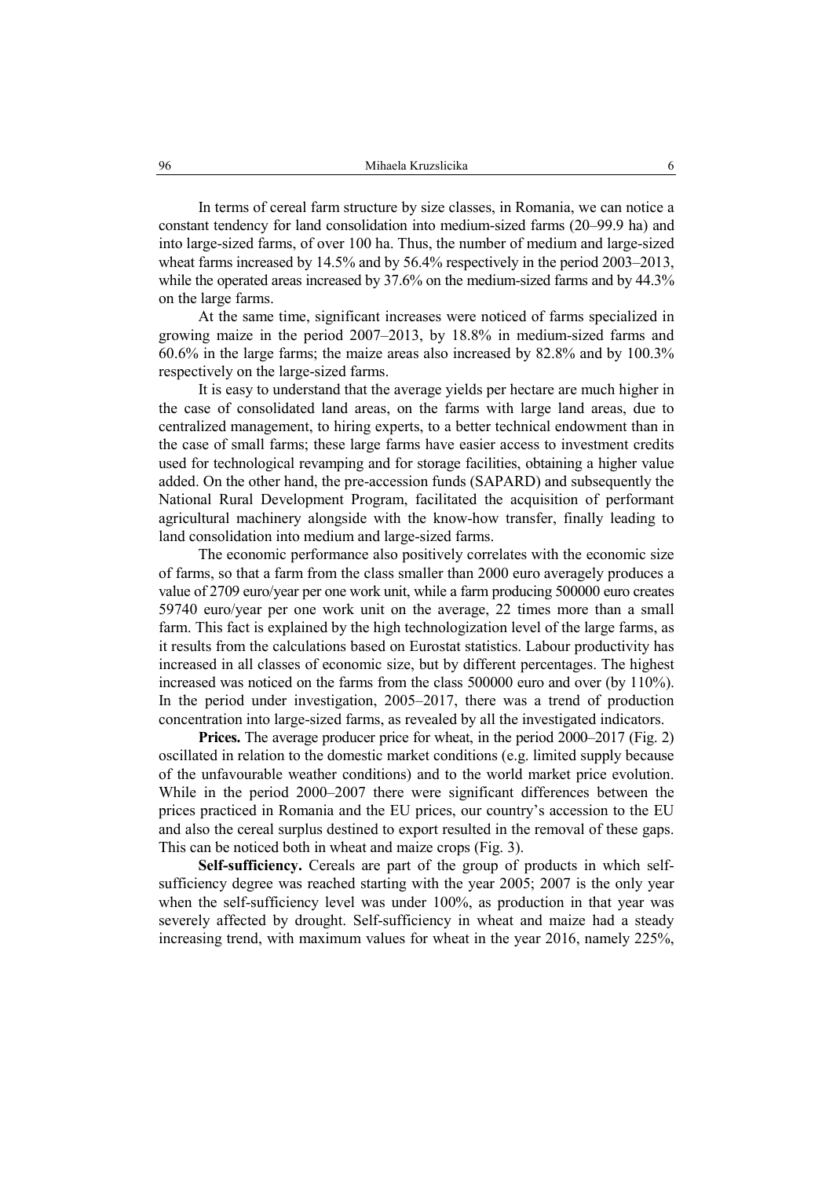In terms of cereal farm structure by size classes, in Romania, we can notice a constant tendency for land consolidation into medium-sized farms (20–99.9 ha) and into large-sized farms, of over 100 ha. Thus, the number of medium and large-sized wheat farms increased by 14.5% and by 56.4% respectively in the period 2003–2013, while the operated areas increased by 37.6% on the medium-sized farms and by 44.3% on the large farms.

At the same time, significant increases were noticed of farms specialized in growing maize in the period 2007–2013, by 18.8% in medium-sized farms and 60.6% in the large farms; the maize areas also increased by 82.8% and by 100.3% respectively on the large-sized farms.

It is easy to understand that the average yields per hectare are much higher in the case of consolidated land areas, on the farms with large land areas, due to centralized management, to hiring experts, to a better technical endowment than in the case of small farms; these large farms have easier access to investment credits used for technological revamping and for storage facilities, obtaining a higher value added. On the other hand, the pre-accession funds (SAPARD) and subsequently the National Rural Development Program, facilitated the acquisition of performant agricultural machinery alongside with the know-how transfer, finally leading to land consolidation into medium and large-sized farms.

The economic performance also positively correlates with the economic size of farms, so that a farm from the class smaller than 2000 euro averagely produces a value of 2709 euro/year per one work unit, while a farm producing 500000 euro creates 59740 euro/year per one work unit on the average, 22 times more than a small farm. This fact is explained by the high technologization level of the large farms, as it results from the calculations based on Eurostat statistics. Labour productivity has increased in all classes of economic size, but by different percentages. The highest increased was noticed on the farms from the class 500000 euro and over (by 110%). In the period under investigation, 2005–2017, there was a trend of production concentration into large-sized farms, as revealed by all the investigated indicators.

**Prices.** The average producer price for wheat, in the period 2000–2017 (Fig. 2) oscillated in relation to the domestic market conditions (e.g. limited supply because of the unfavourable weather conditions) and to the world market price evolution. While in the period 2000–2007 there were significant differences between the prices practiced in Romania and the EU prices, our country's accession to the EU and also the cereal surplus destined to export resulted in the removal of these gaps. This can be noticed both in wheat and maize crops (Fig. 3).

**Self-sufficiency.** Cereals are part of the group of products in which self-sufficiency degree was reached starting with the year 2005; 2007 is the only year when the self-sufficiency level was under 100%, as production in that year was severely affected by drought. Self-sufficiency in wheat and maize had a steady increasing trend, with maximum values for wheat in the year 2016, namely 225%,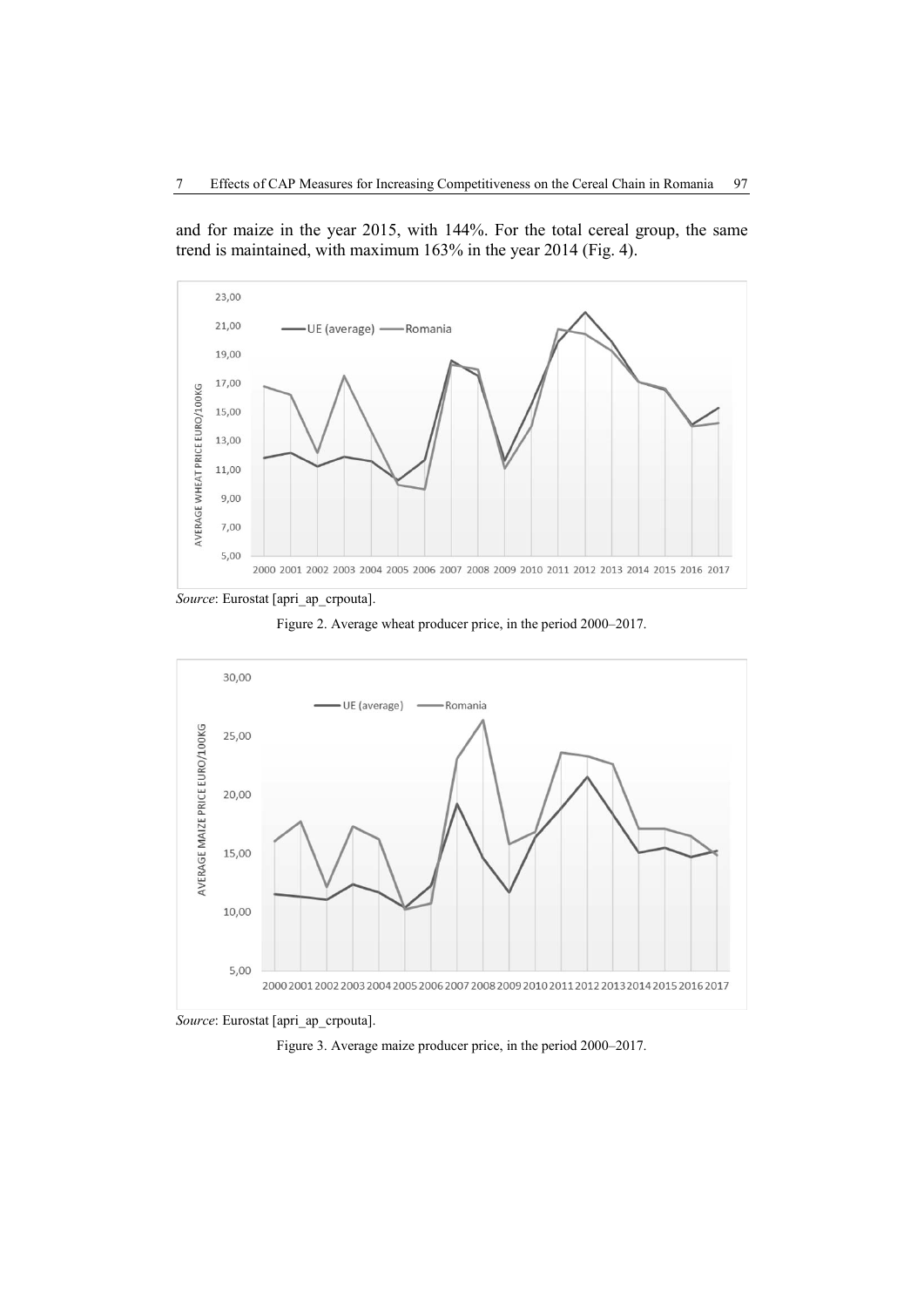and for maize in the year 2015, with 144%. For the total cereal group, the same trend is maintained, with maximum 163% in the year 2014 (Fig. 4).

*Source*: Eurostat [apri_ap_crpouta].

Figure 2. Average wheat producer price, in the period 2000–2017.

*Source*: Eurostat [apri_ap_crpouta].

Figure 3. Average maize producer price, in the period 2000–2017.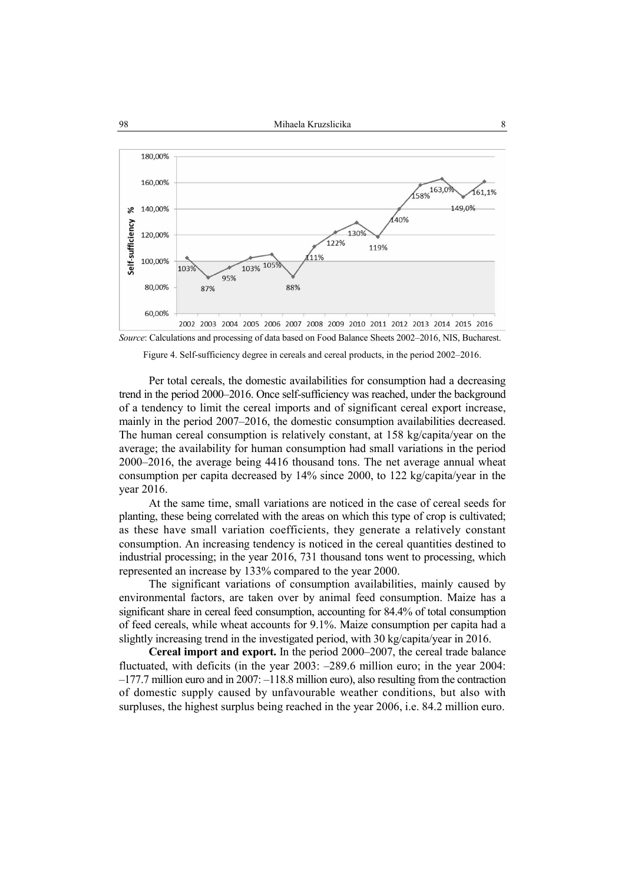*Source*: Calculations and processing of data based on Food Balance Sheets 2002–2016, NIS, Bucharest.

Figure 4. Self-sufficiency degree in cereals and cereal products, in the period 2002–2016.

Per total cereals, the domestic availabilities for consumption had a decreasing trend in the period 2000–2016. Once self-sufficiency was reached, under the background of a tendency to limit the cereal imports and of significant cereal export increase, mainly in the period 2007–2016, the domestic consumption availabilities decreased. The human cereal consumption is relatively constant, at 158 kg/capita/year on the average; the availability for human consumption had small variations in the period 2000–2016, the average being 4416 thousand tons. The net average annual wheat consumption per capita decreased by 14% since 2000, to 122 kg/capita/year in the year 2016.

At the same time, small variations are noticed in the case of cereal seeds for planting, these being correlated with the areas on which this type of crop is cultivated; as these have small variation coefficients, they generate a relatively constant consumption. An increasing tendency is noticed in the cereal quantities destined to industrial processing; in the year 2016, 731 thousand tons went to processing, which represented an increase by 133% compared to the year 2000.

The significant variations of consumption availabilities, mainly caused by environmental factors, are taken over by animal feed consumption. Maize has a significant share in cereal feed consumption, accounting for 84.4% of total consumption of feed cereals, while wheat accounts for 9.1%. Maize consumption per capita had a slightly increasing trend in the investigated period, with 30 kg/capita/year in 2016.

**Cereal import and export.** In the period 2000–2007, the cereal trade balance fluctuated, with deficits (in the year 2003: –289.6 million euro; in the year 2004: –177.7 million euro and in 2007: –118.8 million euro), also resulting from the contraction of domestic supply caused by unfavourable weather conditions, but also with surpluses, the highest surplus being reached in the year 2006, i.e. 84.2 million euro.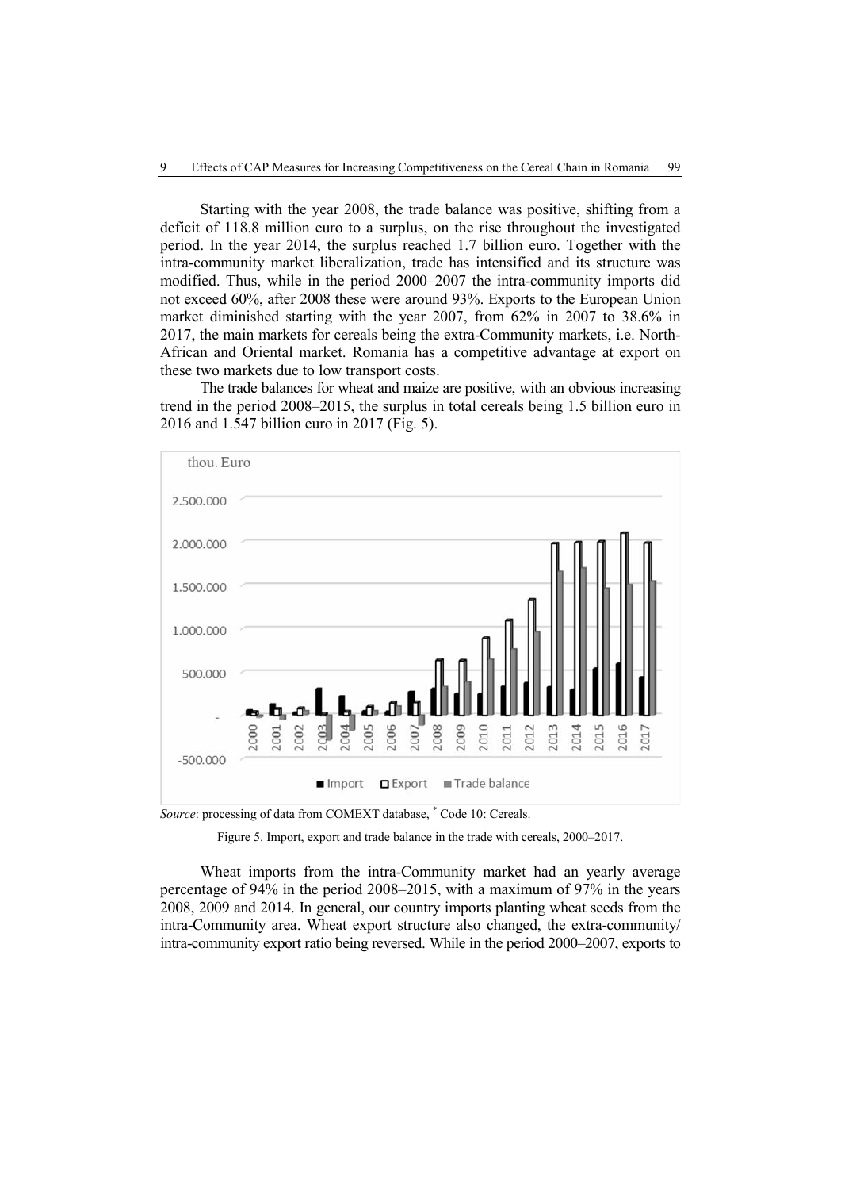Starting with the year 2008, the trade balance was positive, shifting from a deficit of 118.8 million euro to a surplus, on the rise throughout the investigated period. In the year 2014, the surplus reached 1.7 billion euro. Together with the intra-community market liberalization, trade has intensified and its structure was modified. Thus, while in the period 2000–2007 the intra-community imports did not exceed 60%, after 2008 these were around 93%. Exports to the European Union market diminished starting with the year 2007, from 62% in 2007 to 38.6% in 2017, the main markets for cereals being the extra-Community markets, i.e. North-African and Oriental market. Romania has a competitive advantage at export on these two markets due to low transport costs.

The trade balances for wheat and maize are positive, with an obvious increasing trend in the period 2008–2015, the surplus in total cereals being 1.5 billion euro in 2016 and 1.547 billion euro in 2017 (Fig. 5).

*Source*: processing of data from COMEXT database, * Code 10: Cereals.

Figure 5. Import, export and trade balance in the trade with cereals, 2000–2017.

Wheat imports from the intra-Community market had an yearly average percentage of 94% in the period 2008–2015, with a maximum of 97% in the years 2008, 2009 and 2014. In general, our country imports planting wheat seeds from the intra-Community area. Wheat export structure also changed, the extra-community/intra-community export ratio being reversed. While in the period 2000–2007, exports to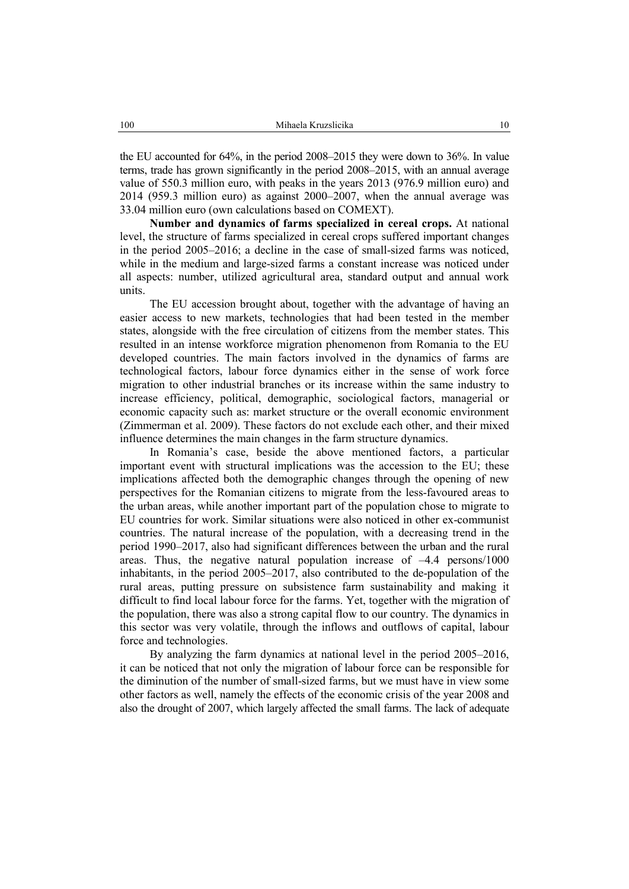the EU accounted for 64%, in the period 2008–2015 they were down to 36%. In value terms, trade has grown significantly in the period 2008–2015, with an annual average value of 550.3 million euro, with peaks in the years 2013 (976.9 million euro) and 2014 (959.3 million euro) as against 2000–2007, when the annual average was 33.04 million euro (own calculations based on COMEXT).

**Number and dynamics of farms specialized in cereal crops.** At national level, the structure of farms specialized in cereal crops suffered important changes in the period 2005–2016; a decline in the case of small-sized farms was noticed, while in the medium and large-sized farms a constant increase was noticed under all aspects: number, utilized agricultural area, standard output and annual work units.

The EU accession brought about, together with the advantage of having an easier access to new markets, technologies that had been tested in the member states, alongside with the free circulation of citizens from the member states. This resulted in an intense workforce migration phenomenon from Romania to the EU developed countries. The main factors involved in the dynamics of farms are technological factors, labour force dynamics either in the sense of work force migration to other industrial branches or its increase within the same industry to increase efficiency, political, demographic, sociological factors, managerial or economic capacity such as: market structure or the overall economic environment (Zimmerman et al. 2009). These factors do not exclude each other, and their mixed influence determines the main changes in the farm structure dynamics.

In Romania's case, beside the above mentioned factors, a particular important event with structural implications was the accession to the EU; these implications affected both the demographic changes through the opening of new perspectives for the Romanian citizens to migrate from the less-favoured areas to the urban areas, while another important part of the population chose to migrate to EU countries for work. Similar situations were also noticed in other ex-communist countries. The natural increase of the population, with a decreasing trend in the period 1990–2017, also had significant differences between the urban and the rural areas. Thus, the negative natural population increase of –4.4 persons/1000 inhabitants, in the period 2005–2017, also contributed to the de-population of the rural areas, putting pressure on subsistence farm sustainability and making it difficult to find local labour force for the farms. Yet, together with the migration of the population, there was also a strong capital flow to our country. The dynamics in this sector was very volatile, through the inflows and outflows of capital, labour force and technologies.

By analyzing the farm dynamics at national level in the period 2005–2016, it can be noticed that not only the migration of labour force can be responsible for the diminution of the number of small-sized farms, but we must have in view some other factors as well, namely the effects of the economic crisis of the year 2008 and also the drought of 2007, which largely affected the small farms. The lack of adequate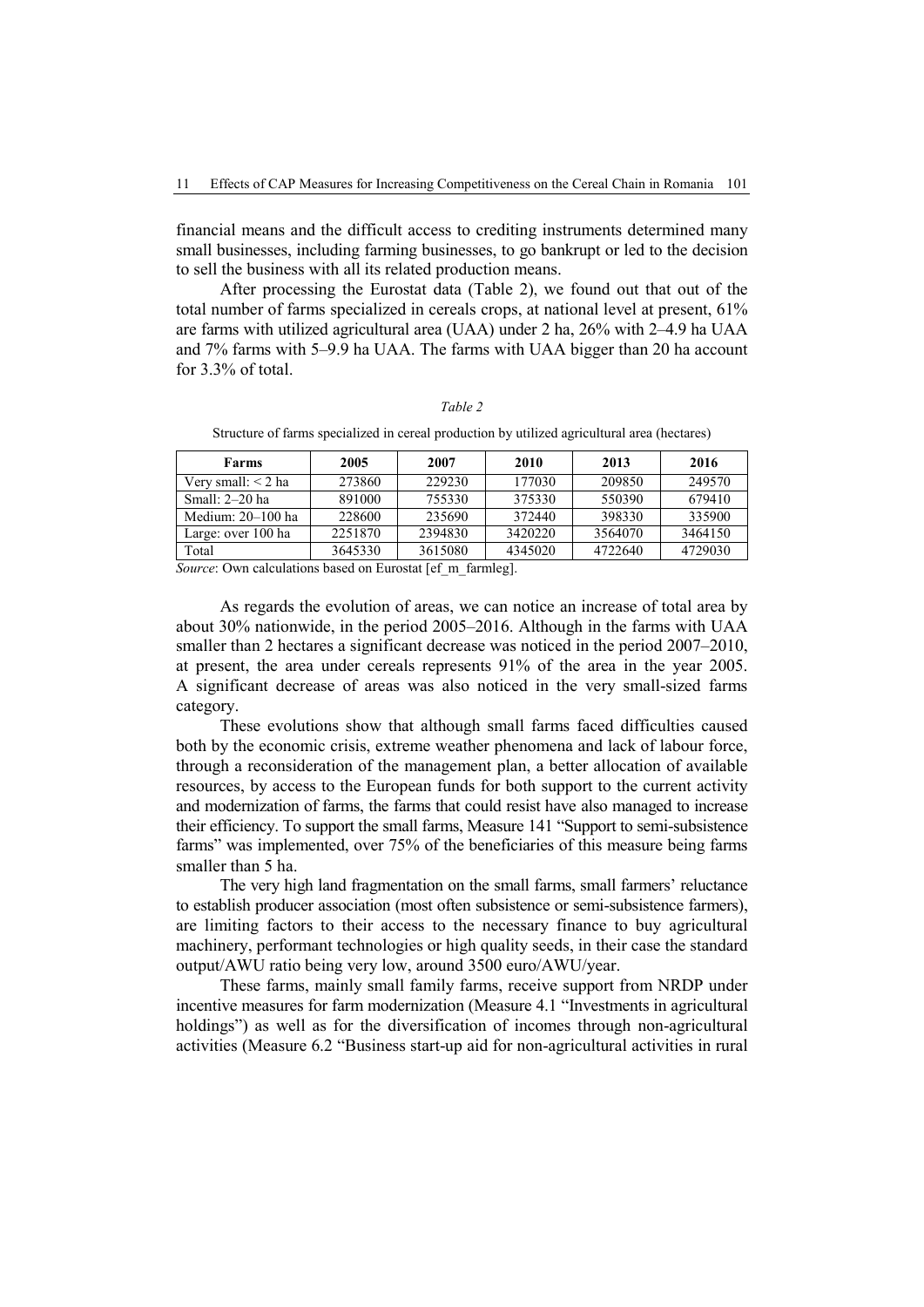financial means and the difficult access to crediting instruments determined many small businesses, including farming businesses, to go bankrupt or led to the decision to sell the business with all its related production means.

After processing the Eurostat data (Table 2), we found out that out of the total number of farms specialized in cereals crops, at national level at present, 61% are farms with utilized agricultural area (UAA) under 2 ha, 26% with 2–4.9 ha UAA and 7% farms with 5–9.9 ha UAA. The farms with UAA bigger than 20 ha account for 3.3% of total.

*Table 2*

Structure of farms specialized in cereal production by utilized agricultural area (hectares)

| Farms | 2005 | 2007 | 2010 | 2013 | 2016 |
|---|---|---|---|---|---|
| Very small: < 2 ha | 273860 | 229230 | 177030 | 209850 | 249570 |
| Small: 2–20 ha | 891000 | 755330 | 375330 | 550390 | 679410 |
| Medium: 20–100 ha | 228600 | 235690 | 372440 | 398330 | 335900 |
| Large: over 100 ha | 2251870 | 2394830 | 3420220 | 3564070 | 3464150 |
| Total | 3645330 | 3615080 | 4345020 | 4722640 | 4729030 |

*Source*: Own calculations based on Eurostat [ef_m_farmleg].

As regards the evolution of areas, we can notice an increase of total area by about 30% nationwide, in the period 2005–2016. Although in the farms with UAA smaller than 2 hectares a significant decrease was noticed in the period 2007–2010, at present, the area under cereals represents 91% of the area in the year 2005. A significant decrease of areas was also noticed in the very small-sized farms category.

These evolutions show that although small farms faced difficulties caused both by the economic crisis, extreme weather phenomena and lack of labour force, through a reconsideration of the management plan, a better allocation of available resources, by access to the European funds for both support to the current activity and modernization of farms, the farms that could resist have also managed to increase their efficiency. To support the small farms, Measure 141 "Support to semi-subsistence farms" was implemented, over 75% of the beneficiaries of this measure being farms smaller than 5 ha.

The very high land fragmentation on the small farms, small farmers' reluctance to establish producer association (most often subsistence or semi-subsistence farmers), are limiting factors to their access to the necessary finance to buy agricultural machinery, performant technologies or high quality seeds, in their case the standard output/AWU ratio being very low, around 3500 euro/AWU/year.

These farms, mainly small family farms, receive support from NRDP under incentive measures for farm modernization (Measure 4.1 "Investments in agricultural holdings") as well as for the diversification of incomes through non-agricultural activities (Measure 6.2 "Business start-up aid for non-agricultural activities in rural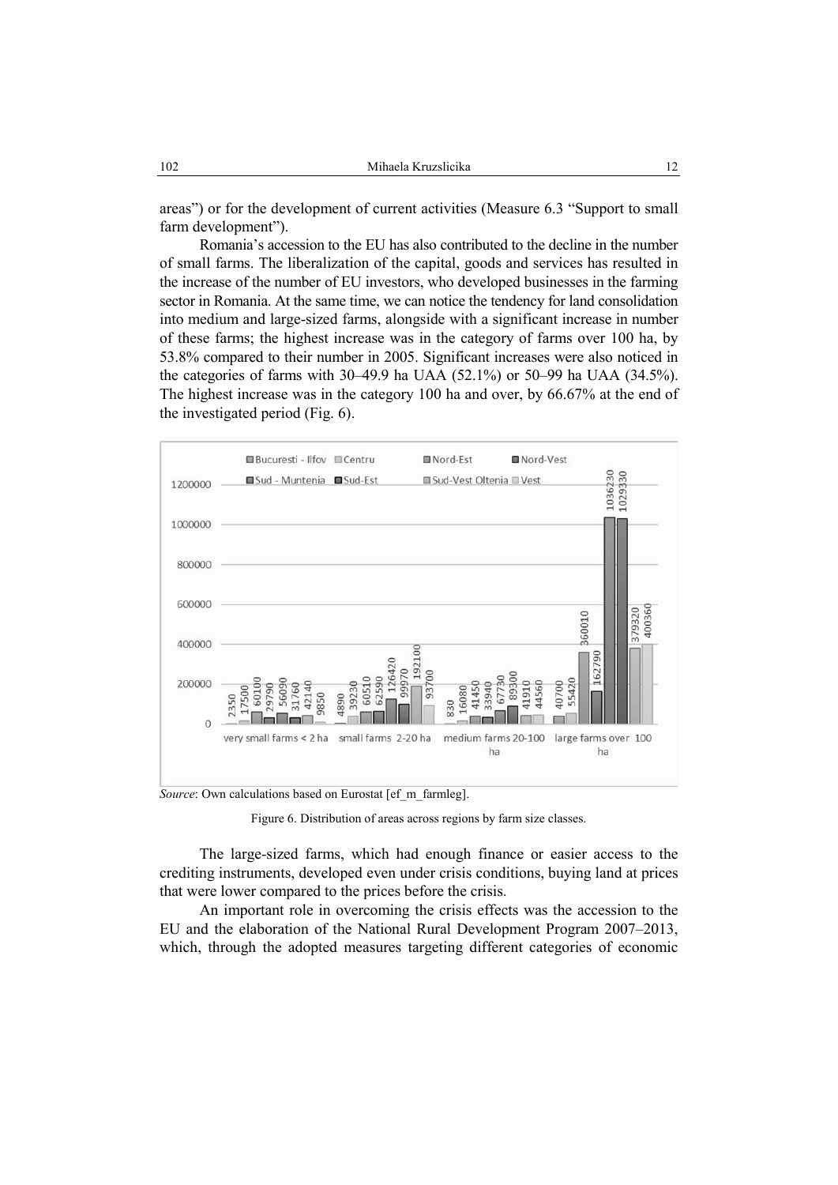areas") or for the development of current activities (Measure 6.3 "Support to small farm development").

Romania's accession to the EU has also contributed to the decline in the number of small farms. The liberalization of the capital, goods and services has resulted in the increase of the number of EU investors, who developed businesses in the farming sector in Romania. At the same time, we can notice the tendency for land consolidation into medium and large-sized farms, alongside with a significant increase in number of these farms; the highest increase was in the category of farms over 100 ha, by 53.8% compared to their number in 2005. Significant increases were also noticed in the categories of farms with 30–49.9 ha UAA (52.1%) or 50–99 ha UAA (34.5%). The highest increase was in the category 100 ha and over, by 66.67% at the end of the investigated period (Fig. 6).

*Source*: Own calculations based on Eurostat [ef_m_farmleg].

Figure 6. Distribution of areas across regions by farm size classes.

The large-sized farms, which had enough finance or easier access to the crediting instruments, developed even under crisis conditions, buying land at prices that were lower compared to the prices before the crisis.

An important role in overcoming the crisis effects was the accession to the EU and the elaboration of the National Rural Development Program 2007–2013, which, through the adopted measures targeting different categories of economic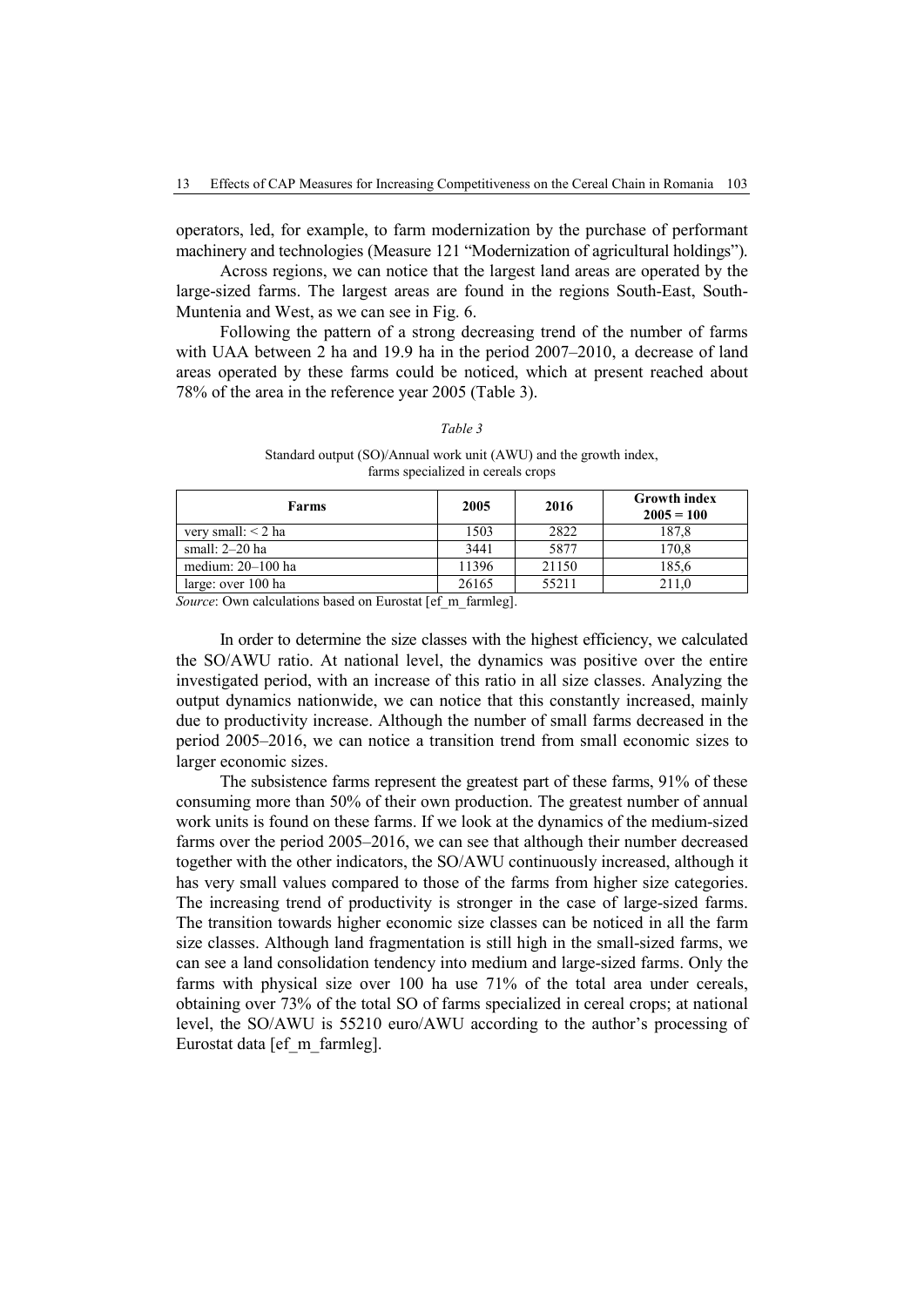operators, led, for example, to farm modernization by the purchase of performant machinery and technologies (Measure 121 "Modernization of agricultural holdings").

Across regions, we can notice that the largest land areas are operated by the large-sized farms. The largest areas are found in the regions South-East, South-Muntenia and West, as we can see in Fig. 6.

Following the pattern of a strong decreasing trend of the number of farms with UAA between 2 ha and 19.9 ha in the period 2007–2010, a decrease of land areas operated by these farms could be noticed, which at present reached about 78% of the area in the reference year 2005 (Table 3).

*Table 3*

Standard output (SO)/Annual work unit (AWU) and the growth index, farms specialized in cereals crops

| Farms | 2005 | 2016 | Growth index 2005 = 100 |
|---|---|---|---|
| very small: < 2 ha | 1503 | 2822 | 187,8 |
| small: 2–20 ha | 3441 | 5877 | 170,8 |
| medium: 20–100 ha | 11396 | 21150 | 185,6 |
| large: over 100 ha | 26165 | 55211 | 211,0 |

*Source*: Own calculations based on Eurostat [ef_m_farmleg].

In order to determine the size classes with the highest efficiency, we calculated the SO/AWU ratio. At national level, the dynamics was positive over the entire investigated period, with an increase of this ratio in all size classes. Analyzing the output dynamics nationwide, we can notice that this constantly increased, mainly due to productivity increase. Although the number of small farms decreased in the period 2005–2016, we can notice a transition trend from small economic sizes to larger economic sizes.

The subsistence farms represent the greatest part of these farms, 91% of these consuming more than 50% of their own production. The greatest number of annual work units is found on these farms. If we look at the dynamics of the medium-sized farms over the period 2005–2016, we can see that although their number decreased together with the other indicators, the SO/AWU continuously increased, although it has very small values compared to those of the farms from higher size categories. The increasing trend of productivity is stronger in the case of large-sized farms. The transition towards higher economic size classes can be noticed in all the farm size classes. Although land fragmentation is still high in the small-sized farms, we can see a land consolidation tendency into medium and large-sized farms. Only the farms with physical size over 100 ha use 71% of the total area under cereals, obtaining over 73% of the total SO of farms specialized in cereal crops; at national level, the SO/AWU is 55210 euro/AWU according to the author's processing of Eurostat data [ef_m_farmleg].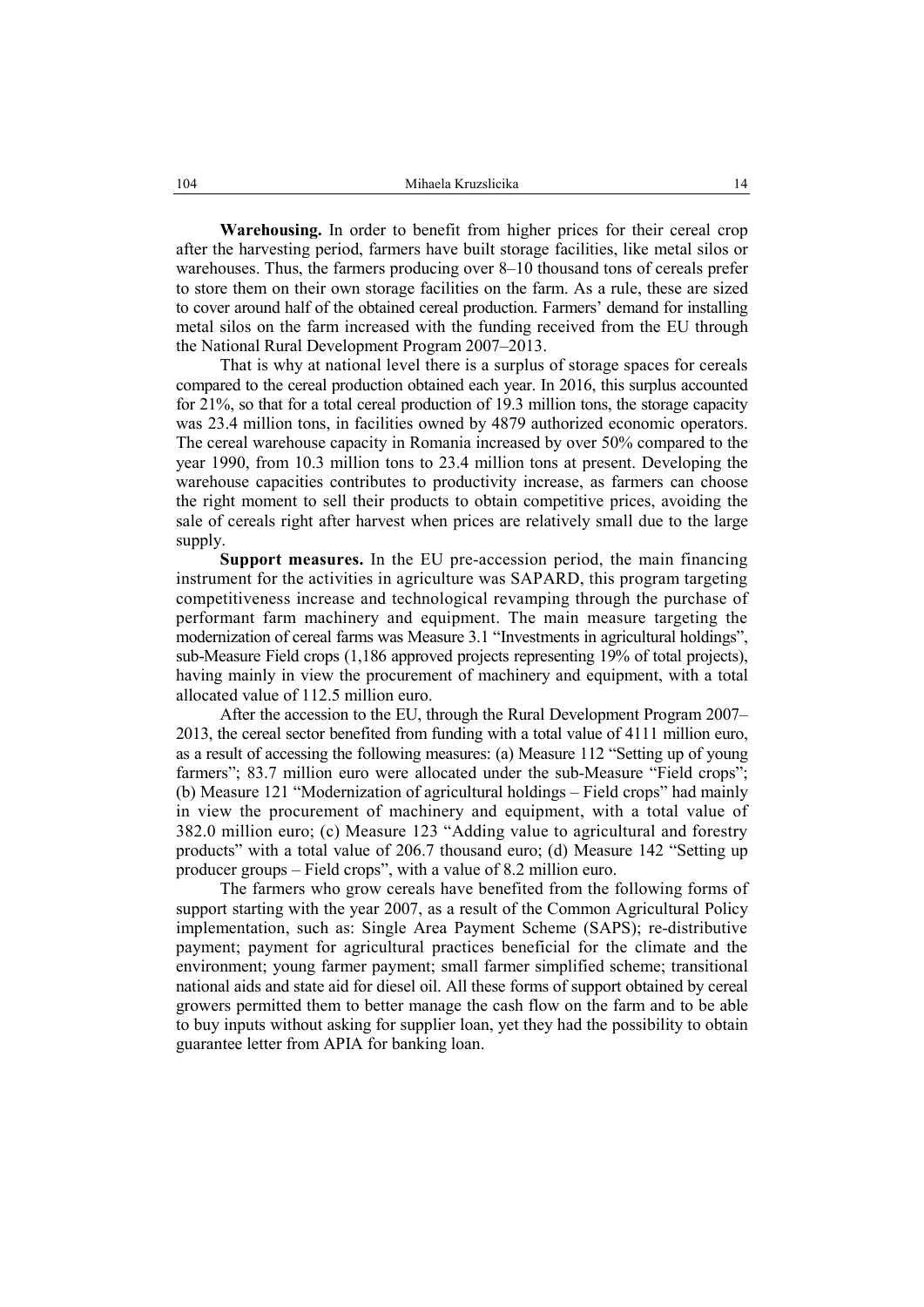**Warehousing.** In order to benefit from higher prices for their cereal crop after the harvesting period, farmers have built storage facilities, like metal silos or warehouses. Thus, the farmers producing over 8–10 thousand tons of cereals prefer to store them on their own storage facilities on the farm. As a rule, these are sized to cover around half of the obtained cereal production. Farmers' demand for installing metal silos on the farm increased with the funding received from the EU through the National Rural Development Program 2007–2013.

That is why at national level there is a surplus of storage spaces for cereals compared to the cereal production obtained each year. In 2016, this surplus accounted for 21%, so that for a total cereal production of 19.3 million tons, the storage capacity was 23.4 million tons, in facilities owned by 4879 authorized economic operators. The cereal warehouse capacity in Romania increased by over 50% compared to the year 1990, from 10.3 million tons to 23.4 million tons at present. Developing the warehouse capacities contributes to productivity increase, as farmers can choose the right moment to sell their products to obtain competitive prices, avoiding the sale of cereals right after harvest when prices are relatively small due to the large supply.

**Support measures.** In the EU pre-accession period, the main financing instrument for the activities in agriculture was SAPARD, this program targeting competitiveness increase and technological revamping through the purchase of performant farm machinery and equipment. The main measure targeting the modernization of cereal farms was Measure 3.1 "Investments in agricultural holdings", sub-Measure Field crops (1,186 approved projects representing 19% of total projects), having mainly in view the procurement of machinery and equipment, with a total allocated value of 112.5 million euro.

After the accession to the EU, through the Rural Development Program 2007–2013, the cereal sector benefited from funding with a total value of 4111 million euro, as a result of accessing the following measures: (a) Measure 112 "Setting up of young farmers"; 83.7 million euro were allocated under the sub-Measure "Field crops"; (b) Measure 121 "Modernization of agricultural holdings – Field crops" had mainly in view the procurement of machinery and equipment, with a total value of 382.0 million euro; (c) Measure 123 "Adding value to agricultural and forestry products" with a total value of 206.7 thousand euro; (d) Measure 142 "Setting up producer groups – Field crops", with a value of 8.2 million euro.

The farmers who grow cereals have benefited from the following forms of support starting with the year 2007, as a result of the Common Agricultural Policy implementation, such as: Single Area Payment Scheme (SAPS); re-distributive payment; payment for agricultural practices beneficial for the climate and the environment; young farmer payment; small farmer simplified scheme; transitional national aids and state aid for diesel oil. All these forms of support obtained by cereal growers permitted them to better manage the cash flow on the farm and to be able to buy inputs without asking for supplier loan, yet they had the possibility to obtain guarantee letter from APIA for banking loan.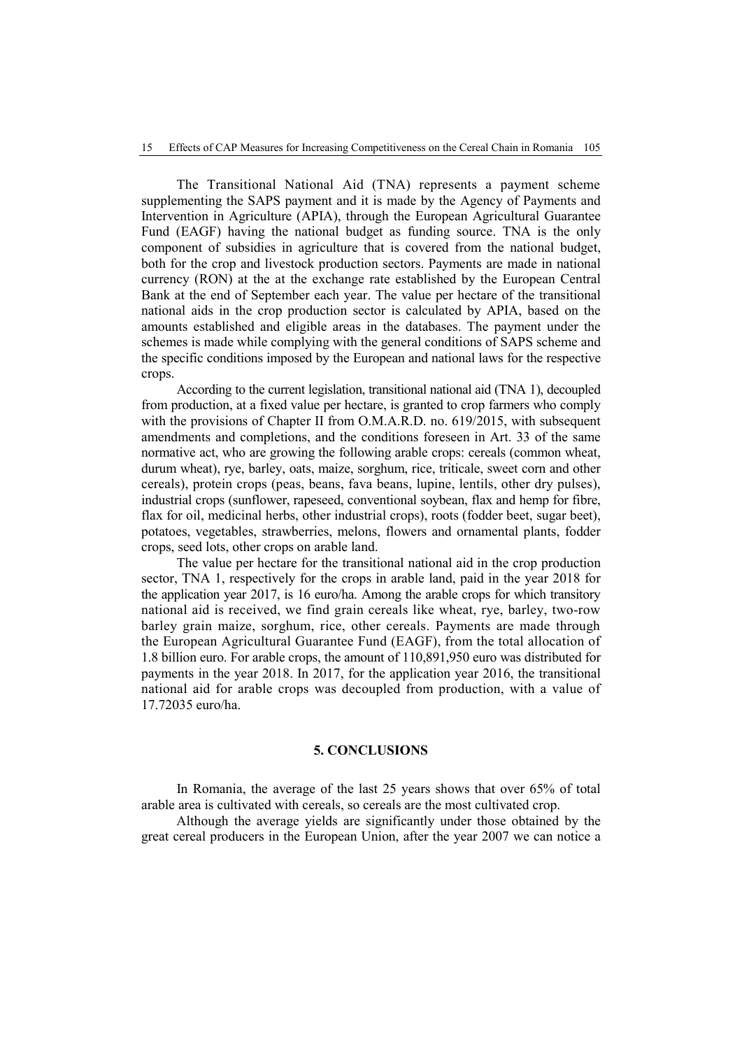The Transitional National Aid (TNA) represents a payment scheme supplementing the SAPS payment and it is made by the Agency of Payments and Intervention in Agriculture (APIA), through the European Agricultural Guarantee Fund (EAGF) having the national budget as funding source. TNA is the only component of subsidies in agriculture that is covered from the national budget, both for the crop and livestock production sectors. Payments are made in national currency (RON) at the at the exchange rate established by the European Central Bank at the end of September each year. The value per hectare of the transitional national aids in the crop production sector is calculated by APIA, based on the amounts established and eligible areas in the databases. The payment under the schemes is made while complying with the general conditions of SAPS scheme and the specific conditions imposed by the European and national laws for the respective crops.

According to the current legislation, transitional national aid (TNA 1), decoupled from production, at a fixed value per hectare, is granted to crop farmers who comply with the provisions of Chapter II from O.M.A.R.D. no. 619/2015, with subsequent amendments and completions, and the conditions foreseen in Art. 33 of the same normative act, who are growing the following arable crops: cereals (common wheat, durum wheat), rye, barley, oats, maize, sorghum, rice, triticale, sweet corn and other cereals), protein crops (peas, beans, fava beans, lupine, lentils, other dry pulses), industrial crops (sunflower, rapeseed, conventional soybean, flax and hemp for fibre, flax for oil, medicinal herbs, other industrial crops), roots (fodder beet, sugar beet), potatoes, vegetables, strawberries, melons, flowers and ornamental plants, fodder crops, seed lots, other crops on arable land.

The value per hectare for the transitional national aid in the crop production sector, TNA 1, respectively for the crops in arable land, paid in the year 2018 for the application year 2017, is 16 euro/ha. Among the arable crops for which transitory national aid is received, we find grain cereals like wheat, rye, barley, two-row barley grain maize, sorghum, rice, other cereals. Payments are made through the European Agricultural Guarantee Fund (EAGF), from the total allocation of 1.8 billion euro. For arable crops, the amount of 110,891,950 euro was distributed for payments in the year 2018. In 2017, for the application year 2016, the transitional national aid for arable crops was decoupled from production, with a value of 17.72035 euro/ha.

## 5. CONCLUSIONS

In Romania, the average of the last 25 years shows that over 65% of total arable area is cultivated with cereals, so cereals are the most cultivated crop.

Although the average yields are significantly under those obtained by the great cereal producers in the European Union, after the year 2007 we can notice a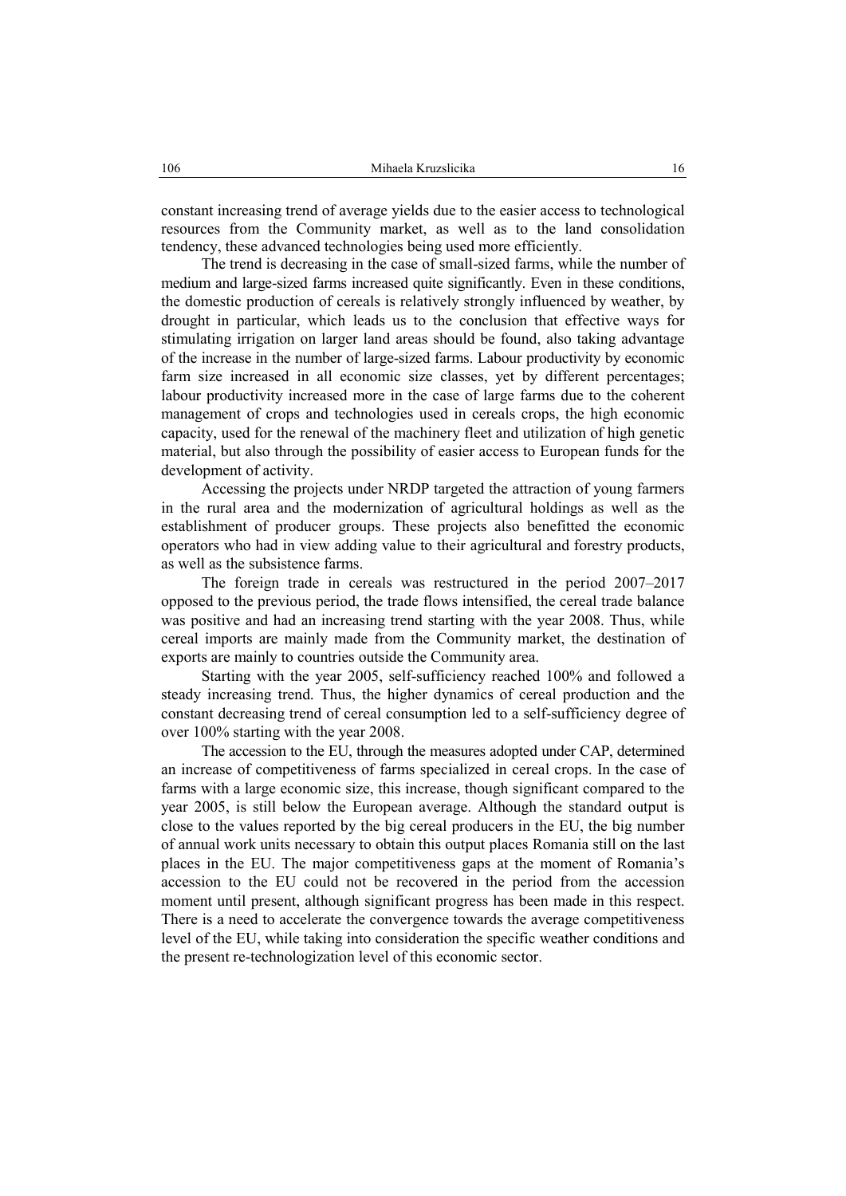constant increasing trend of average yields due to the easier access to technological resources from the Community market, as well as to the land consolidation tendency, these advanced technologies being used more efficiently.

The trend is decreasing in the case of small-sized farms, while the number of medium and large-sized farms increased quite significantly. Even in these conditions, the domestic production of cereals is relatively strongly influenced by weather, by drought in particular, which leads us to the conclusion that effective ways for stimulating irrigation on larger land areas should be found, also taking advantage of the increase in the number of large-sized farms. Labour productivity by economic farm size increased in all economic size classes, yet by different percentages; labour productivity increased more in the case of large farms due to the coherent management of crops and technologies used in cereals crops, the high economic capacity, used for the renewal of the machinery fleet and utilization of high genetic material, but also through the possibility of easier access to European funds for the development of activity.

Accessing the projects under NRDP targeted the attraction of young farmers in the rural area and the modernization of agricultural holdings as well as the establishment of producer groups. These projects also benefitted the economic operators who had in view adding value to their agricultural and forestry products, as well as the subsistence farms.

The foreign trade in cereals was restructured in the period 2007–2017 opposed to the previous period, the trade flows intensified, the cereal trade balance was positive and had an increasing trend starting with the year 2008. Thus, while cereal imports are mainly made from the Community market, the destination of exports are mainly to countries outside the Community area.

Starting with the year 2005, self-sufficiency reached 100% and followed a steady increasing trend. Thus, the higher dynamics of cereal production and the constant decreasing trend of cereal consumption led to a self-sufficiency degree of over 100% starting with the year 2008.

The accession to the EU, through the measures adopted under CAP, determined an increase of competitiveness of farms specialized in cereal crops. In the case of farms with a large economic size, this increase, though significant compared to the year 2005, is still below the European average. Although the standard output is close to the values reported by the big cereal producers in the EU, the big number of annual work units necessary to obtain this output places Romania still on the last places in the EU. The major competitiveness gaps at the moment of Romania's accession to the EU could not be recovered in the period from the accession moment until present, although significant progress has been made in this respect. There is a need to accelerate the convergence towards the average competitiveness level of the EU, while taking into consideration the specific weather conditions and the present re-technologization level of this economic sector.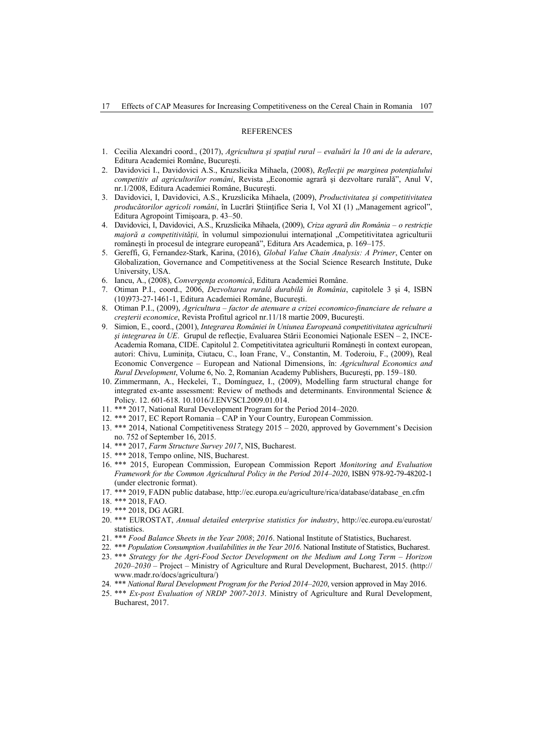## REFERENCES

1. Cecilia Alexandri coord., (2017), *Agricultura şi spaţiul rural – evaluări la 10 ani de la aderare*, Editura Academiei Române, Bucureşti.
2. Davidovici I., Davidovici A.S., Kruzslicika Mihaela, (2008), *Reflecţii pe marginea potenţialului competitiv al agricultorilor români*, Revista „Economie agrară şi dezvoltare rurală", Anul V, nr.1/2008, Editura Academiei Române, Bucureşti.
3. Davidovici, I, Davidovici, A.S., Kruzslicika Mihaela, (2009), *Productivitatea şi competitivitatea producătorilor agricoli români*, în Lucrări Ştiinţifice Seria I, Vol XI (1) „Management agricol", Editura Agropoint Timişoara, p. 43–50.
4. Davidovici, I, Davidovici, A.S., Kruzslicika Mihaela, (2009), *Criza agrară din România – o restricţie majoră a competitivităţii,* în volumul simpozionului internaţional „Competitivitatea agriculturii româneşti în procesul de integrare europeană", Editura Ars Academica, p. 169–175.
5. Gereffi, G, Fernandez-Stark, Karina, (2016), *Global Value Chain Analysis: A Primer*, Center on Globalization, Governance and Competitiveness at the Social Science Research Institute, Duke University, USA.
6. Iancu, A., (2008), *Convergenţa economică*, Editura Academiei Române.
7. Otiman P.I., coord., 2006, *Dezvoltarea rurală durabilă în România*, capitolele 3 şi 4, ISBN (10)973-27-1461-1, Editura Academiei Române, Bucureşti.
8. Otiman P.I., (2009), *Agricultura – factor de atenuare a crizei economico-financiare de reluare a creşterii economice*, Revista Profitul agricol nr.11/18 martie 2009, Bucureşti.
9. Simion, E., coord., (2001), *Integrarea României în Uniunea Europeană competitivitatea agriculturii şi integrarea în UE*. Grupul de reflecţie, Evaluarea Stării Economiei Naţionale ESEN – 2, INCE-Academia Romana, CIDE. Capitolul 2. Competitivitatea agriculturii Româneşti în context european, autori: Chivu, Luminiţa, Ciutacu, C., Ioan Franc, V., Constantin, M. Toderoiu, F., (2009), Real Economic Convergence – European and National Dimensions, în: *Agricultural Economics and Rural Development*, Volume 6, No. 2, Romanian Academy Publishers, Bucureşti, pp. 159–180.
10. Zimmermann, A., Heckelei, T., Domínguez, I., (2009), Modelling farm structural change for integrated ex-ante assessment: Review of methods and determinants. Environmental Science & Policy. 12. 601-618. 10.1016/J.ENVSCI.2009.01.014.
11. *** 2017, National Rural Development Program for the Period 2014–2020.
12. *** 2017, EC Report Romania – CAP in Your Country, European Commission.
13. *** 2014, National Competitiveness Strategy 2015 – 2020, approved by Government's Decision no. 752 of September 16, 2015.
14. *** 2017, *Farm Structure Survey 2017*, NIS, Bucharest.
15. *** 2018, Tempo online, NIS, Bucharest.
16. *** 2015, European Commission, European Commission Report *Monitoring and Evaluation Framework for the Common Agricultural Policy in the Period 2014–2020*, ISBN 978-92-79-48202-1 (under electronic format).
17. *** 2019, FADN public database, http://ec.europa.eu/agriculture/rica/database/database_en.cfm
18. *** 2018, FAO.
19. *** 2018, DG AGRI.
20. *** EUROSTAT, *Annual detailed enterprise statistics for industry*, http://ec.europa.eu/eurostat/statistics.
21. *** *Food Balance Sheets in the Year 2008*; *2016*. National Institute of Statistics, Bucharest.
22. *** *Population Consumption Availabilities in the Year 2016*. National Institute of Statistics, Bucharest.
23. *** *Strategy for the Agri-Food Sector Development on the Medium and Long Term – Horizon 2020–2030* – Project – Ministry of Agriculture and Rural Development, Bucharest, 2015. (http://www.madr.ro/docs/agricultura/)
24. *** *National Rural Development Program for the Period 2014–2020*, version approved in May 2016.
25. *** *Ex-post Evaluation of NRDP 2007-2013*. Ministry of Agriculture and Rural Development, Bucharest, 2017.